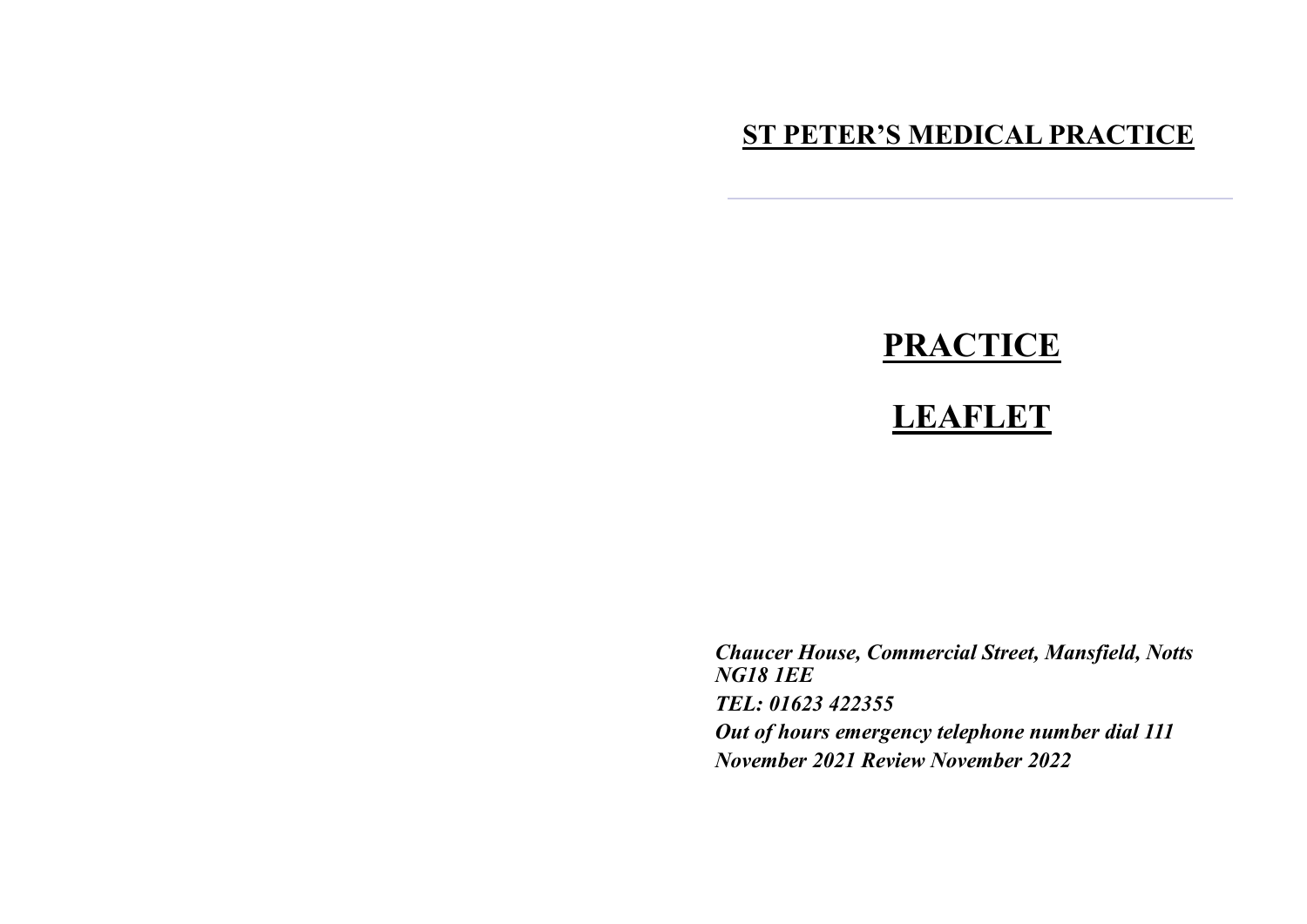# ST PETER'S MEDICAL PRACTICE

---

# PRACTICE

# LEAFLET

***Chaucer House, Commercial Street, Mansfield, Notts NG18 1EE***

***TEL: 01623 422355***

***Out of hours emergency telephone number dial 111***

***November 2021 Review November 2022***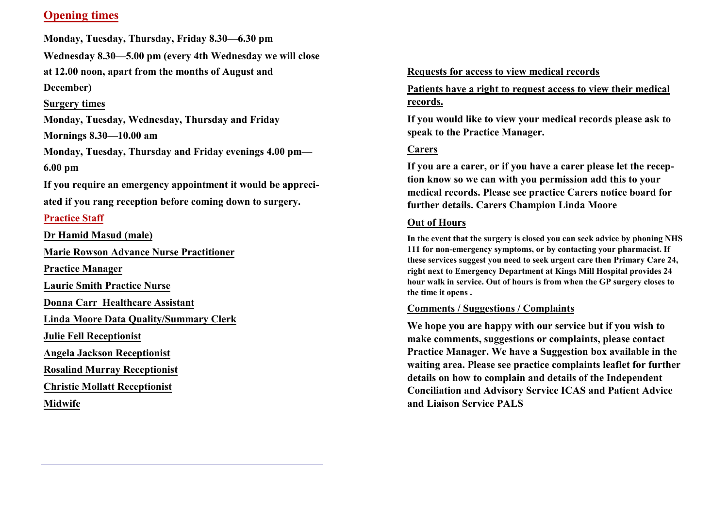## Opening times

**Monday, Tuesday, Thursday, Friday 8.30—6.30 pm**

**Wednesday 8.30—5.00 pm (every 4th Wednesday we will close at 12.00 noon, apart from the months of August and December)**

### Surgery times

**Monday, Tuesday, Wednesday, Thursday and Friday**

**Mornings 8.30—10.00 am**

**Monday, Tuesday, Thursday and Friday evenings 4.00 pm—6.00 pm**

**If you require an emergency appointment it would be appreciated if you rang reception before coming down to surgery.**

## Practice Staff

**Dr Hamid Masud (male)**

**Marie Rowson Advance Nurse Practitioner**

**Practice Manager**

**Laurie Smith Practice Nurse**

**Donna Carr Healthcare Assistant**

**Linda Moore Data Quality/Summary Clerk**

**Julie Fell Receptionist**

**Angela Jackson Receptionist**

**Rosalind Murray Receptionist**

**Christie Mollatt Receptionist**

**Midwife**

### Requests for access to view medical records

**Patients have a right to request access to view their medical records.**

**If you would like to view your medical records please ask to speak to the Practice Manager.**

### Carers

**If you are a carer, or if you have a carer please let the reception know so we can with you permission add this to your medical records. Please see practice Carers notice board for further details. Carers Champion Linda Moore**

### Out of Hours

**In the event that the surgery is closed you can seek advice by phoning NHS 111 for non-emergency symptoms, or by contacting your pharmacist. If these services suggest you need to seek urgent care then Primary Care 24, right next to Emergency Department at Kings Mill Hospital provides 24 hour walk in service. Out of hours is from when the GP surgery closes to the time it opens .**

### Comments / Suggestions / Complaints

**We hope you are happy with our service but if you wish to make comments, suggestions or complaints, please contact Practice Manager. We have a Suggestion box available in the waiting area. Please see practice complaints leaflet for further details on how to complain and details of the Independent Conciliation and Advisory Service ICAS and Patient Advice and Liaison Service PALS**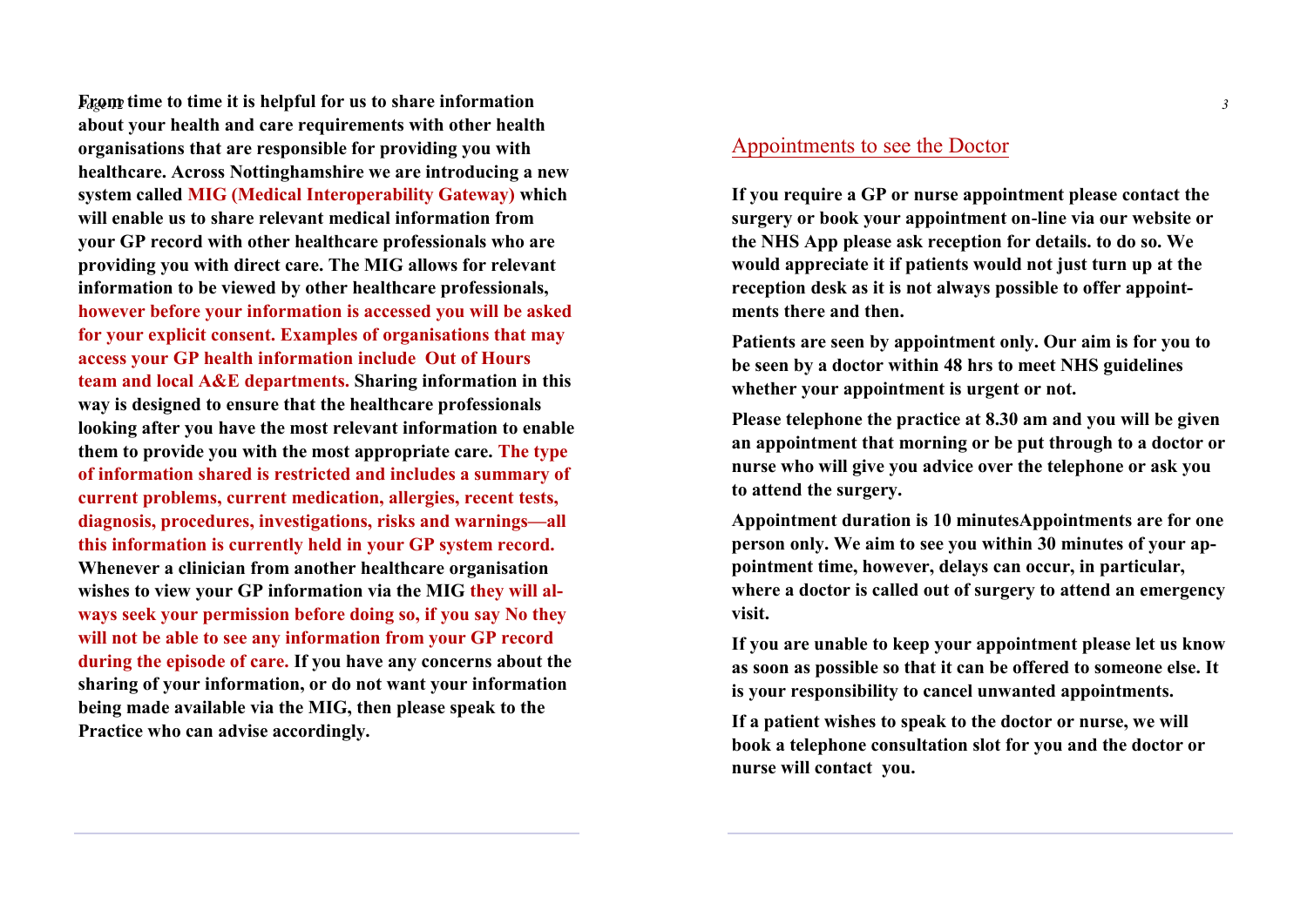**From time to time it is helpful for us to share information about your health and care requirements with other health organisations that are responsible for providing you with healthcare. Across Nottinghamshire we are introducing a new system called MIG (Medical Interoperability Gateway) which will enable us to share relevant medical information from your GP record with other healthcare professionals who are providing you with direct care. The MIG allows for relevant information to be viewed by other healthcare professionals, however before your information is accessed you will be asked for your explicit consent. Examples of organisations that may access your GP health information include Out of Hours team and local A&E departments. Sharing information in this way is designed to ensure that the healthcare professionals looking after you have the most relevant information to enable them to provide you with the most appropriate care. The type of information shared is restricted and includes a summary of current problems, current medication, allergies, recent tests, diagnosis, procedures, investigations, risks and warnings—all this information is currently held in your GP system record. Whenever a clinician from another healthcare organisation wishes to view your GP information via the MIG they will always seek your permission before doing so, if you say No they will not be able to see any information from your GP record during the episode of care. If you have any concerns about the sharing of your information, or do not want your information being made available via the MIG, then please speak to the Practice who can advise accordingly.**

## Appointments to see the Doctor

**If you require a GP or nurse appointment please contact the surgery or book your appointment on-line via our website or the NHS App please ask reception for details. to do so. We would appreciate it if patients would not just turn up at the reception desk as it is not always possible to offer appointments there and then.**

**Patients are seen by appointment only. Our aim is for you to be seen by a doctor within 48 hrs to meet NHS guidelines whether your appointment is urgent or not.**

**Please telephone the practice at 8.30 am and you will be given an appointment that morning or be put through to a doctor or nurse who will give you advice over the telephone or ask you to attend the surgery.**

**Appointment duration is 10 minutesAppointments are for one person only. We aim to see you within 30 minutes of your appointment time, however, delays can occur, in particular, where a doctor is called out of surgery to attend an emergency visit.**

**If you are unable to keep your appointment please let us know as soon as possible so that it can be offered to someone else. It is your responsibility to cancel unwanted appointments.**

**If a patient wishes to speak to the doctor or nurse, we will book a telephone consultation slot for you and the doctor or nurse will contact you.**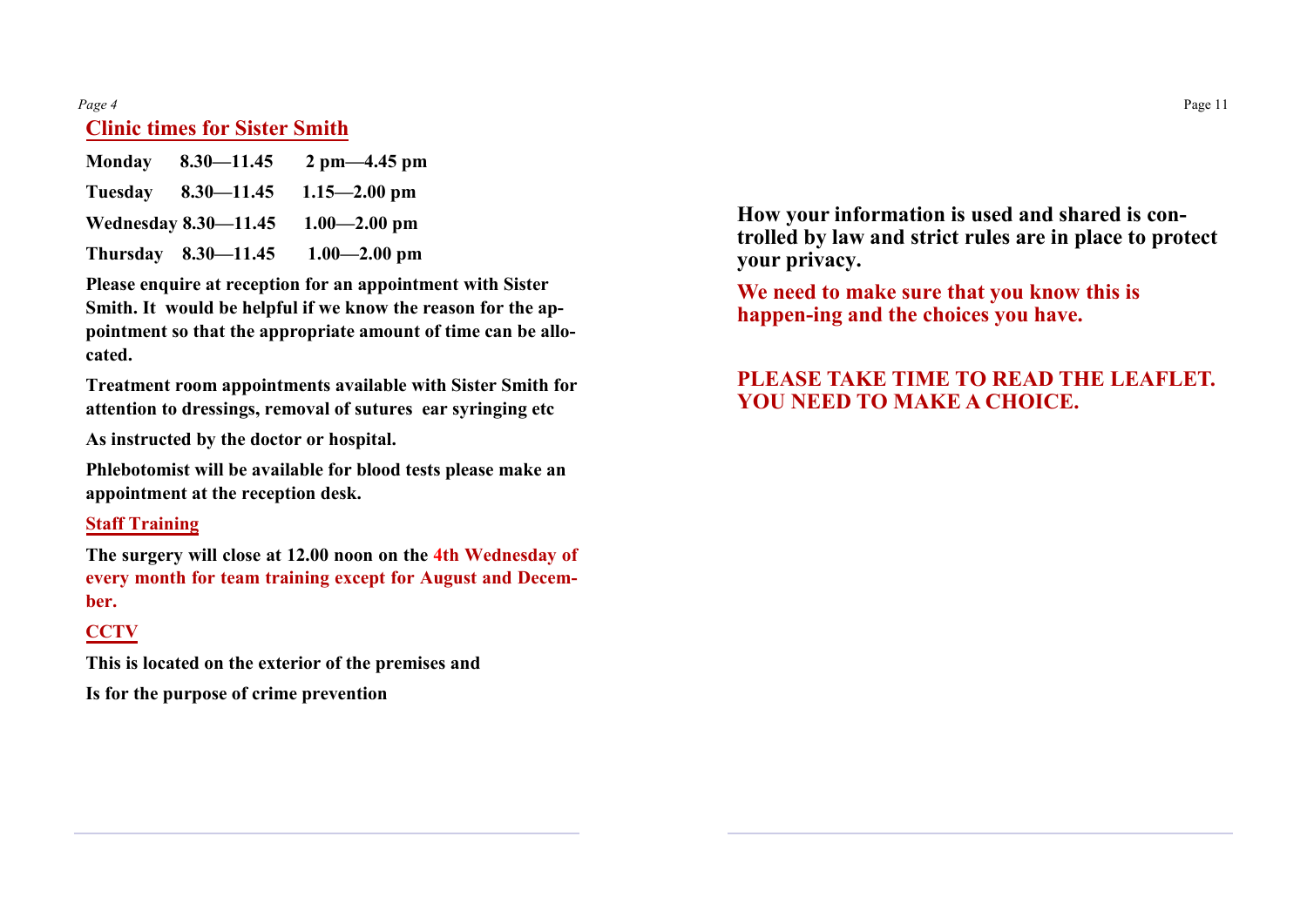## Clinic times for Sister Smith

| | | |
|---|---|---|
| **Monday** | **8.30—11.45** | **2 pm—4.45 pm** |
| **Tuesday** | **8.30—11.45** | **1.15—2.00 pm** |
| **Wednesday** | **8.30—11.45** | **1.00—2.00 pm** |
| **Thursday** | **8.30—11.45** | **1.00—2.00 pm** |

**Please enquire at reception for an appointment with Sister Smith. It would be helpful if we know the reason for the appointment so that the appropriate amount of time can be allocated.**

**Treatment room appointments available with Sister Smith for attention to dressings, removal of sutures ear syringing etc**

**As instructed by the doctor or hospital.**

**Phlebotomist will be available for blood tests please make an appointment at the reception desk.**

### Staff Training

**The surgery will close at 12.00 noon on the 4th Wednesday of every month for team training except for August and December.**

### CCTV

**This is located on the exterior of the premises and**

**Is for the purpose of crime prevention**

**How your information is used and shared is controlled by law and strict rules are in place to protect your privacy.**

**We need to make sure that you know this is happen-ing and the choices you have.**

**PLEASE TAKE TIME TO READ THE LEAFLET. YOU NEED TO MAKE A CHOICE.**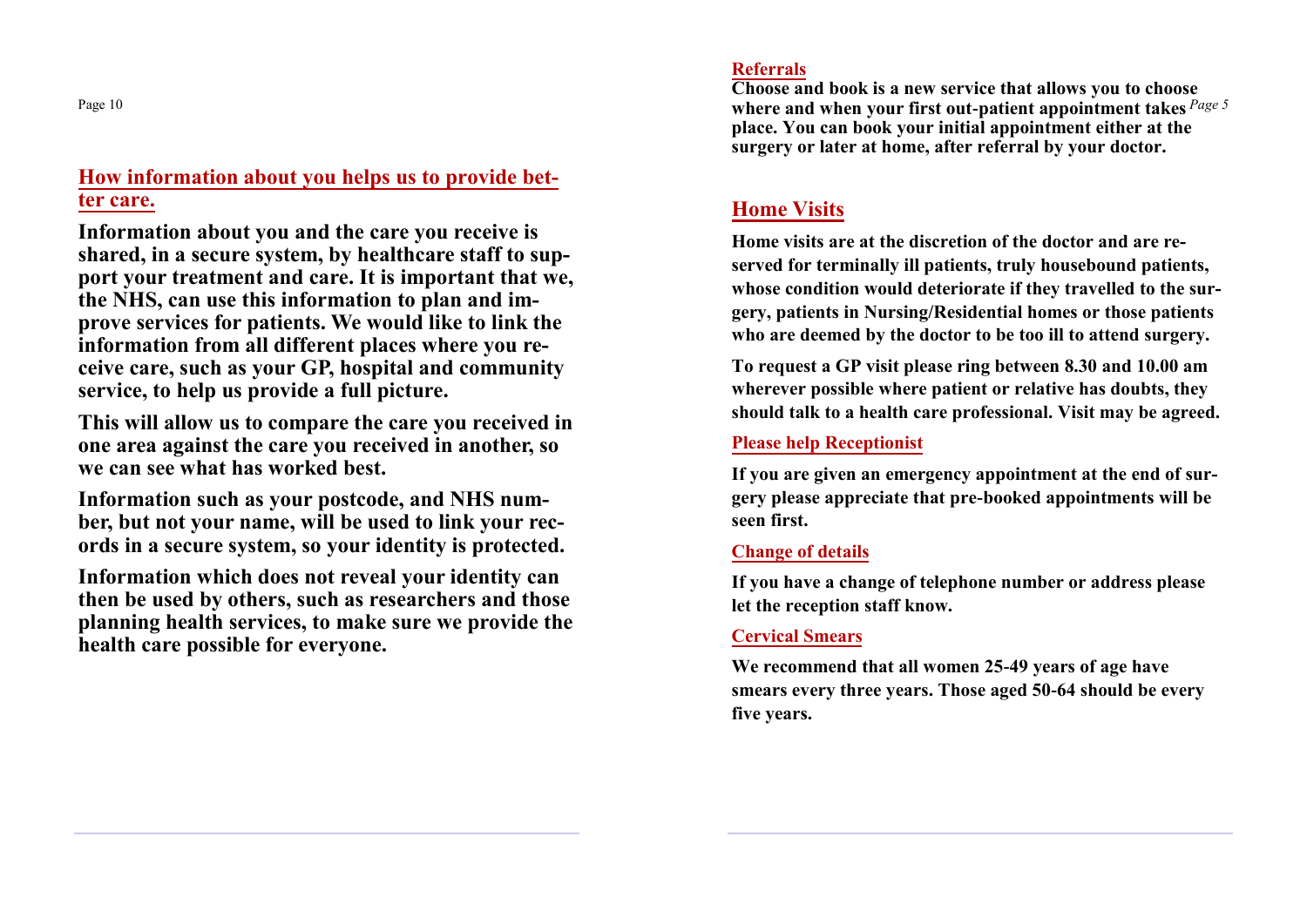## How information about you helps us to provide better care.

**Information about you and the care you receive is shared, in a secure system, by healthcare staff to support your treatment and care. It is important that we, the NHS, can use this information to plan and improve services for patients. We would like to link the information from all different places where you receive care, such as your GP, hospital and community service, to help us provide a full picture.**

**This will allow us to compare the care you received in one area against the care you received in another, so we can see what has worked best.**

**Information such as your postcode, and NHS number, but not your name, will be used to link your records in a secure system, so your identity is protected.**

**Information which does not reveal your identity can then be used by others, such as researchers and those planning health services, to make sure we provide the health care possible for everyone.**

### Referrals

**Choose and book is a new service that allows you to choose where and when your first out-patient appointment takes place. You can book your initial appointment either at the surgery or later at home, after referral by your doctor.**

## Home Visits

**Home visits are at the discretion of the doctor and are reserved for terminally ill patients, truly housebound patients, whose condition would deteriorate if they travelled to the surgery, patients in Nursing/Residential homes or those patients who are deemed by the doctor to be too ill to attend surgery.**

**To request a GP visit please ring between 8.30 and 10.00 am wherever possible where patient or relative has doubts, they should talk to a health care professional. Visit may be agreed.**

### Please help Receptionist

**If you are given an emergency appointment at the end of surgery please appreciate that pre-booked appointments will be seen first.**

### Change of details

**If you have a change of telephone number or address please let the reception staff know.**

### Cervical Smears

**We recommend that all women 25-49 years of age have smears every three years. Those aged 50-64 should be every five years.**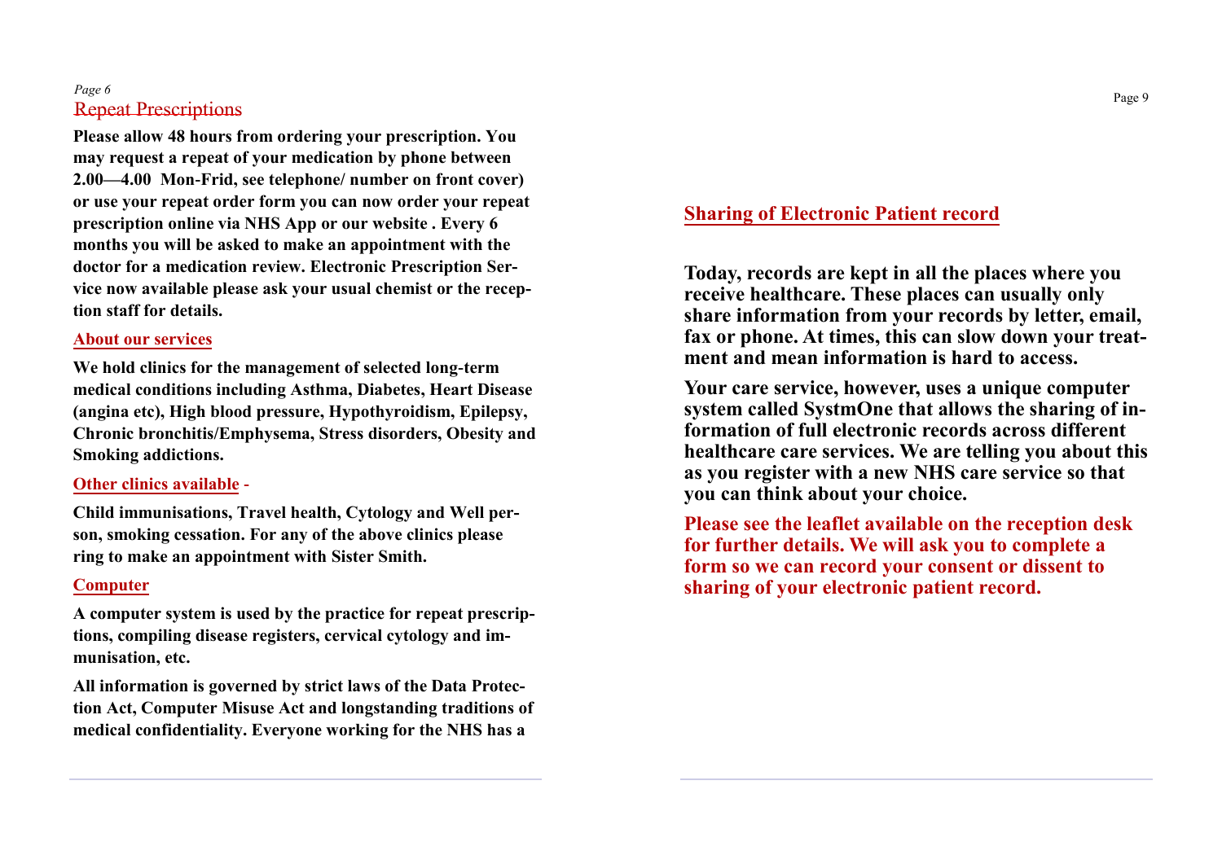## Repeat Prescriptions

**Please allow 48 hours from ordering your prescription. You may request a repeat of your medication by phone between 2.00—4.00 Mon-Frid, see telephone/ number on front cover) or use your repeat order form you can now order your repeat prescription online via NHS App or our website . Every 6 months you will be asked to make an appointment with the doctor for a medication review. Electronic Prescription Service now available please ask your usual chemist or the reception staff for details.**

### About our services

**We hold clinics for the management of selected long-term medical conditions including Asthma, Diabetes, Heart Disease (angina etc), High blood pressure, Hypothyroidism, Epilepsy, Chronic bronchitis/Emphysema, Stress disorders, Obesity and Smoking addictions.**

### Other clinics available -

**Child immunisations, Travel health, Cytology and Well person, smoking cessation. For any of the above clinics please ring to make an appointment with Sister Smith.**

### Computer

**A computer system is used by the practice for repeat prescriptions, compiling disease registers, cervical cytology and immunisation, etc.**

**All information is governed by strict laws of the Data Protection Act, Computer Misuse Act and longstanding traditions of medical confidentiality. Everyone working for the NHS has a**

## Sharing of Electronic Patient record

**Today, records are kept in all the places where you receive healthcare. These places can usually only share information from your records by letter, email, fax or phone. At times, this can slow down your treatment and mean information is hard to access.**

**Your care service, however, uses a unique computer system called SystmOne that allows the sharing of information of full electronic records across different healthcare care services. We are telling you about this as you register with a new NHS care service so that you can think about your choice.**

**Please see the leaflet available on the reception desk for further details. We will ask you to complete a form so we can record your consent or dissent to sharing of your electronic patient record.**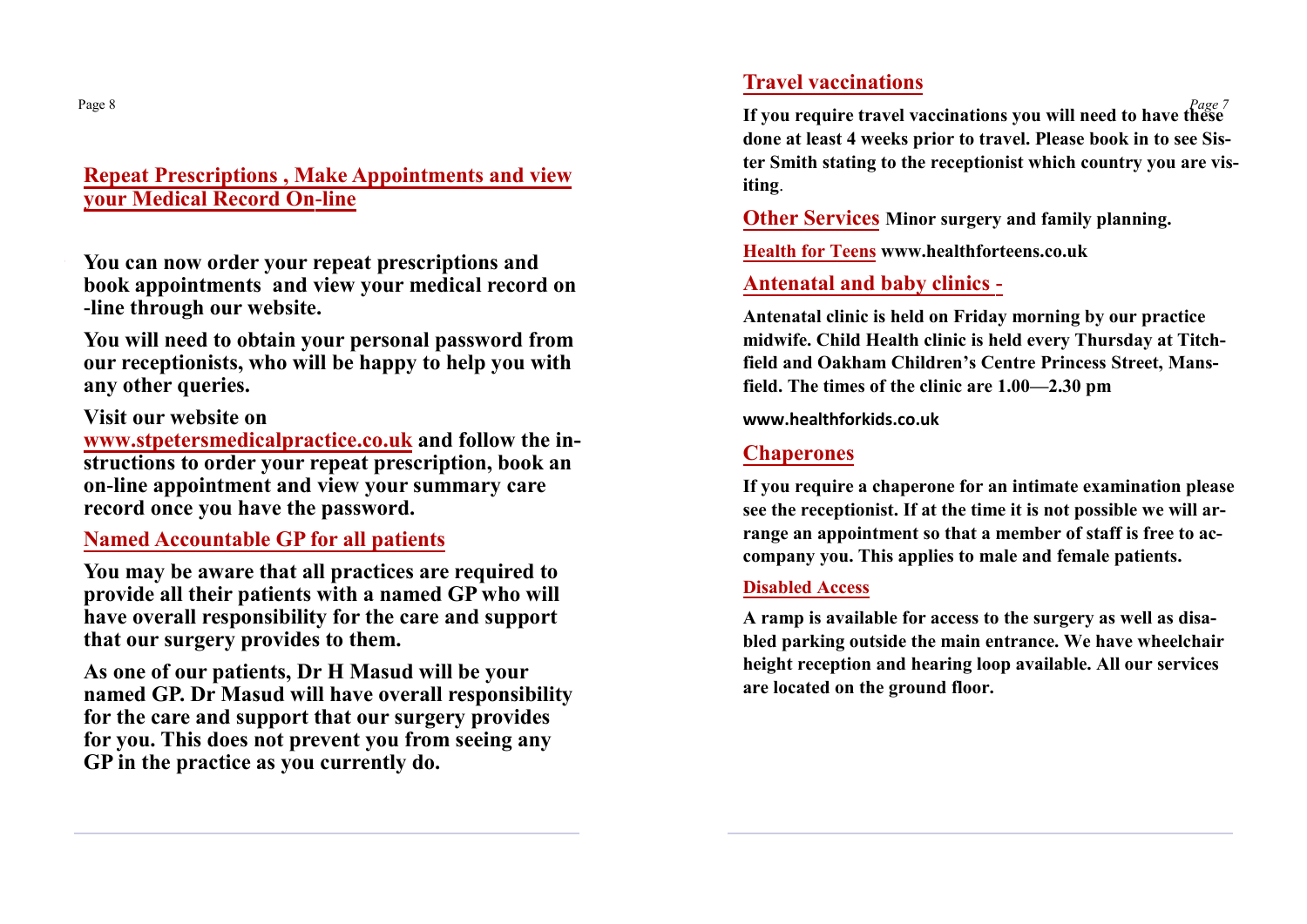## Repeat Prescriptions , Make Appointments and view your Medical Record On-line

**You can now order your repeat prescriptions and book appointments and view your medical record on-line through our website.**

**You will need to obtain your personal password from our receptionists, who will be happy to help you with any other queries.**

**Visit our website on www.stpetersmedicalpractice.co.uk and follow the instructions to order your repeat prescription, book an on-line appointment and view your summary care record once you have the password.**

## Named Accountable GP for all patients

**You may be aware that all practices are required to provide all their patients with a named GP who will have overall responsibility for the care and support that our surgery provides to them.**

**As one of our patients, Dr H Masud will be your named GP. Dr Masud will have overall responsibility for the care and support that our surgery provides for you. This does not prevent you from seeing any GP in the practice as you currently do.**

## Travel vaccinations

**If you require travel vaccinations you will need to have these done at least 4 weeks prior to travel. Please book in to see Sister Smith stating to the receptionist which country you are visiting.**

**Other Services** **Minor surgery and family planning.**

**Health for Teens** **www.healthforteens.co.uk**

## Antenatal and baby clinics -

**Antenatal clinic is held on Friday morning by our practice midwife. Child Health clinic is held every Thursday at Titchfield and Oakham Children's Centre Princess Street, Mansfield. The times of the clinic are 1.00—2.30 pm**

**www.healthforkids.co.uk**

## Chaperones

**If you require a chaperone for an intimate examination please see the receptionist. If at the time it is not possible we will arrange an appointment so that a member of staff is free to accompany you. This applies to male and female patients.**

### Disabled Access

**A ramp is available for access to the surgery as well as disabled parking outside the main entrance. We have wheelchair height reception and hearing loop available. All our services are located on the ground floor.**